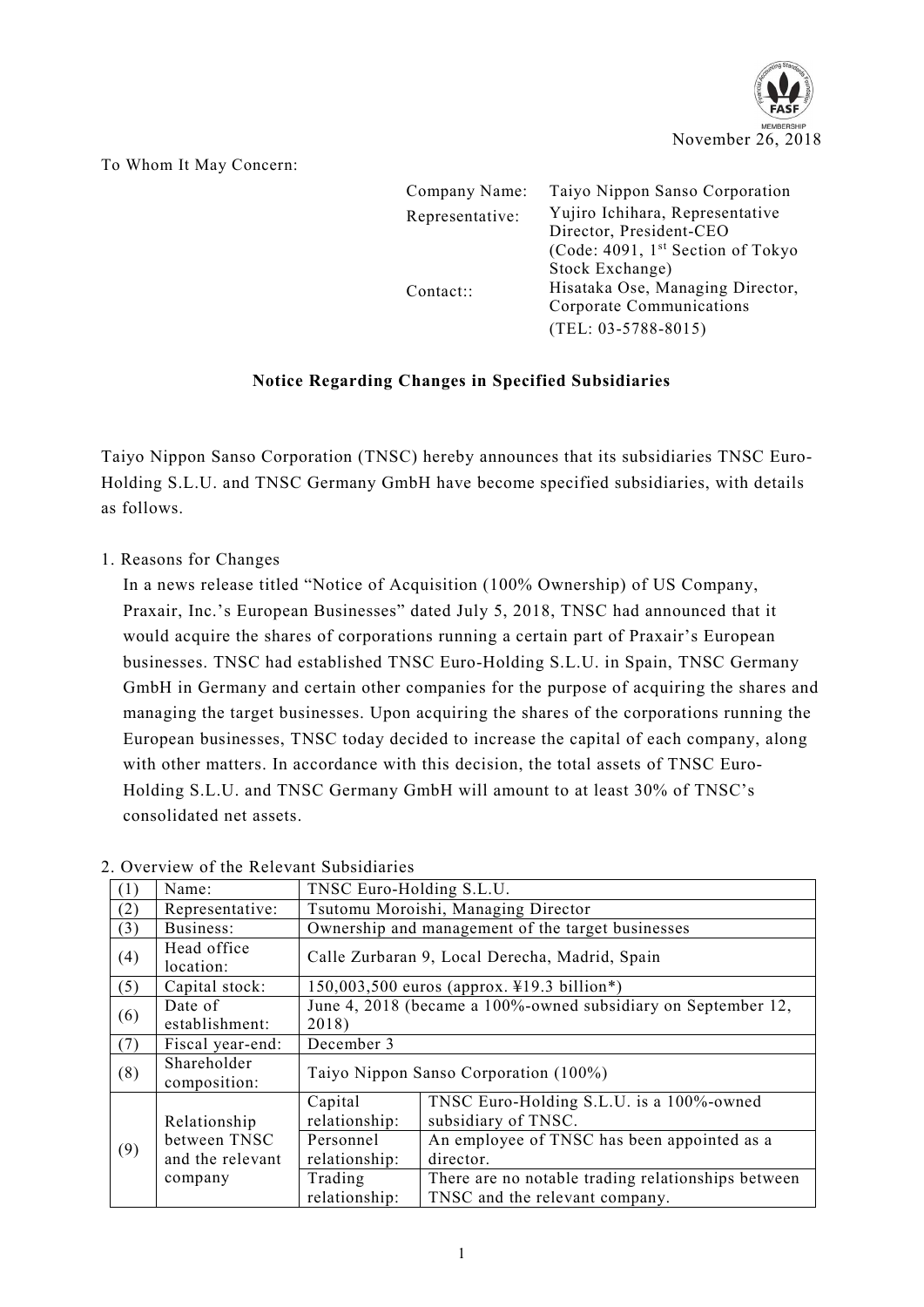November 26, 2018

To Whom It May Concern:

Company Name: Taiyo Nippon Sanso Corporation
Representative: Yujiro Ichihara, Representative Director, President-CEO
(Code: 4091, 1st Section of Tokyo Stock Exchange)
Contact:: Hisataka Ose, Managing Director, Corporate Communications
(TEL: 03-5788-8015)

**Notice Regarding Changes in Specified Subsidiaries**

Taiyo Nippon Sanso Corporation (TNSC) hereby announces that its subsidiaries TNSC Euro-Holding S.L.U. and TNSC Germany GmbH have become specified subsidiaries, with details as follows.

1. Reasons for Changes

In a news release titled "Notice of Acquisition (100% Ownership) of US Company, Praxair, Inc.'s European Businesses" dated July 5, 2018, TNSC had announced that it would acquire the shares of corporations running a certain part of Praxair's European businesses. TNSC had established TNSC Euro-Holding S.L.U. in Spain, TNSC Germany GmbH in Germany and certain other companies for the purpose of acquiring the shares and managing the target businesses. Upon acquiring the shares of the corporations running the European businesses, TNSC today decided to increase the capital of each company, along with other matters. In accordance with this decision, the total assets of TNSC Euro-Holding S.L.U. and TNSC Germany GmbH will amount to at least 30% of TNSC's consolidated net assets.

2. Overview of the Relevant Subsidiaries

| (1) | Name: | TNSC Euro-Holding S.L.U. | |
|---|---|---|---|
| (2) | Representative: | Tsutomu Moroishi, Managing Director | |
| (3) | Business: | Ownership and management of the target businesses | |
| (4) | Head office location: | Calle Zurbaran 9, Local Derecha, Madrid, Spain | |
| (5) | Capital stock: | 150,003,500 euros (approx. ¥19.3 billion*) | |
| (6) | Date of establishment: | June 4, 2018 (became a 100%-owned subsidiary on September 12, 2018) | |
| (7) | Fiscal year-end: | December 3 | |
| (8) | Shareholder composition: | Taiyo Nippon Sanso Corporation (100%) | |
| (9) | Relationship between TNSC and the relevant company | Capital relationship: | TNSC Euro-Holding S.L.U. is a 100%-owned subsidiary of TNSC. |
| | | Personnel relationship: | An employee of TNSC has been appointed as a director. |
| | | Trading relationship: | There are no notable trading relationships between TNSC and the relevant company. |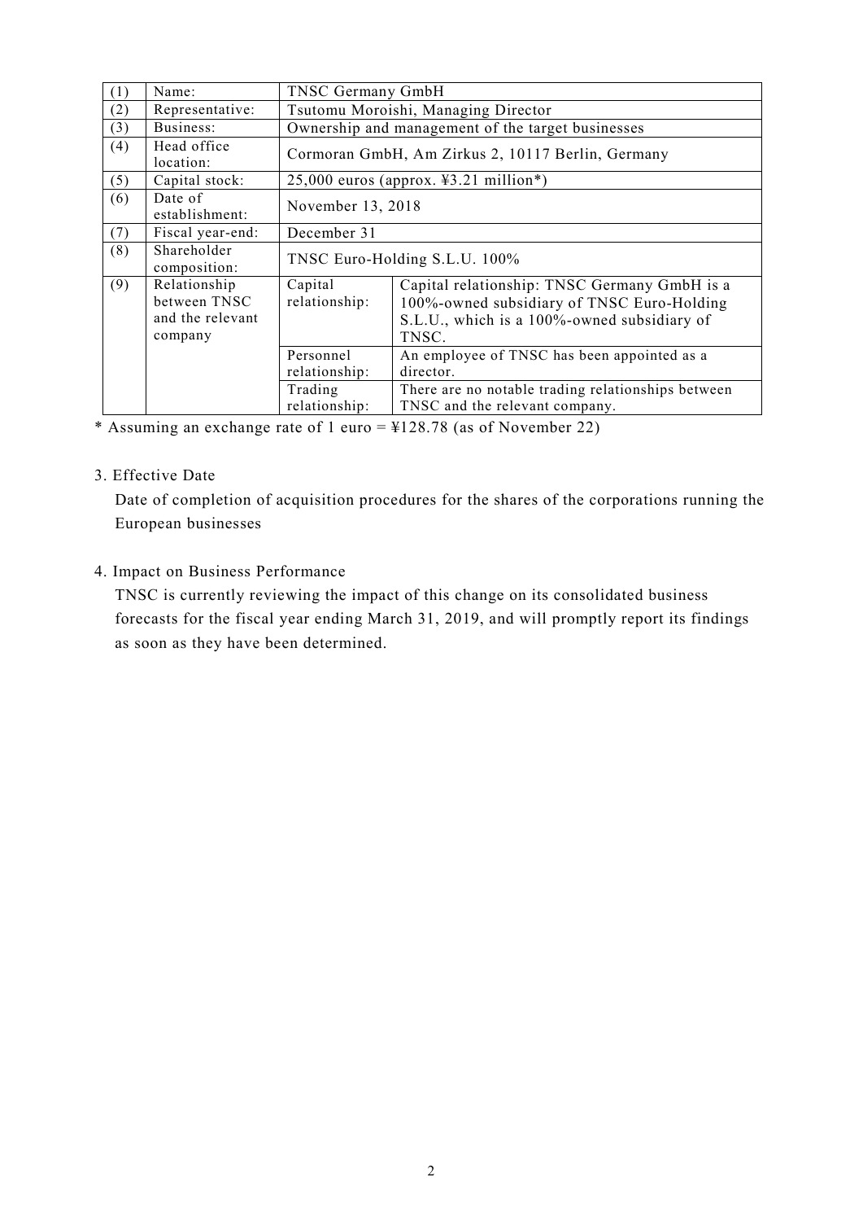| | | | |
|---|---|---|---|
| (1) | Name: | TNSC Germany GmbH | |
| (2) | Representative: | Tsutomu Moroishi, Managing Director | |
| (3) | Business: | Ownership and management of the target businesses | |
| (4) | Head office location: | Cormoran GmbH, Am Zirkus 2, 10117 Berlin, Germany | |
| (5) | Capital stock: | 25,000 euros (approx. ¥3.21 million*) | |
| (6) | Date of establishment: | November 13, 2018 | |
| (7) | Fiscal year-end: | December 31 | |
| (8) | Shareholder composition: | TNSC Euro-Holding S.L.U. 100% | |
| (9) | Relationship between TNSC and the relevant company | Capital relationship: | Capital relationship: TNSC Germany GmbH is a 100%-owned subsidiary of TNSC Euro-Holding S.L.U., which is a 100%-owned subsidiary of TNSC. |
| | | Personnel relationship: | An employee of TNSC has been appointed as a director. |
| | | Trading relationship: | There are no notable trading relationships between TNSC and the relevant company. |

* Assuming an exchange rate of 1 euro = ¥128.78 (as of November 22)

3. Effective Date

Date of completion of acquisition procedures for the shares of the corporations running the European businesses

4. Impact on Business Performance

TNSC is currently reviewing the impact of this change on its consolidated business forecasts for the fiscal year ending March 31, 2019, and will promptly report its findings as soon as they have been determined.